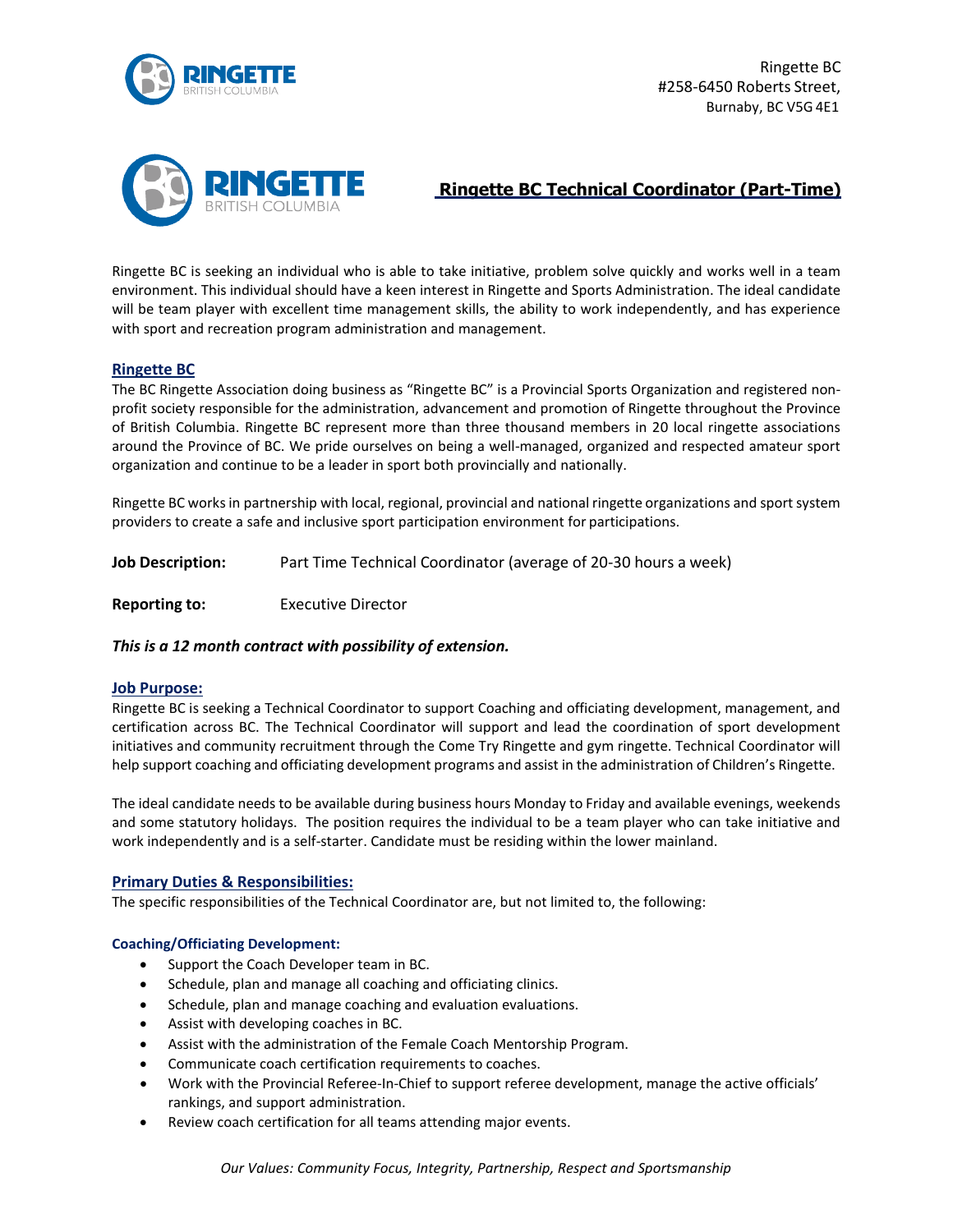Ringette BC
#258-6450 Roberts Street,
Burnaby, BC V5G 4E1

# Ringette BC Technical Coordinator (Part-Time)

Ringette BC is seeking an individual who is able to take initiative, problem solve quickly and works well in a team environment. This individual should have a keen interest in Ringette and Sports Administration. The ideal candidate will be team player with excellent time management skills, the ability to work independently, and has experience with sport and recreation program administration and management.

## Ringette BC

The BC Ringette Association doing business as "Ringette BC" is a Provincial Sports Organization and registered non-profit society responsible for the administration, advancement and promotion of Ringette throughout the Province of British Columbia. Ringette BC represent more than three thousand members in 20 local ringette associations around the Province of BC. We pride ourselves on being a well-managed, organized and respected amateur sport organization and continue to be a leader in sport both provincially and nationally.

Ringette BC works in partnership with local, regional, provincial and national ringette organizations and sport system providers to create a safe and inclusive sport participation environment for participations.

**Job Description:** Part Time Technical Coordinator (average of 20-30 hours a week)

**Reporting to:** Executive Director

***This is a 12 month contract with possibility of extension.***

## Job Purpose:

Ringette BC is seeking a Technical Coordinator to support Coaching and officiating development, management, and certification across BC. The Technical Coordinator will support and lead the coordination of sport development initiatives and community recruitment through the Come Try Ringette and gym ringette. Technical Coordinator will help support coaching and officiating development programs and assist in the administration of Children's Ringette.

The ideal candidate needs to be available during business hours Monday to Friday and available evenings, weekends and some statutory holidays. The position requires the individual to be a team player who can take initiative and work independently and is a self-starter. Candidate must be residing within the lower mainland.

## Primary Duties & Responsibilities:

The specific responsibilities of the Technical Coordinator are, but not limited to, the following:

### Coaching/Officiating Development:

- Support the Coach Developer team in BC.
- Schedule, plan and manage all coaching and officiating clinics.
- Schedule, plan and manage coaching and evaluation evaluations.
- Assist with developing coaches in BC.
- Assist with the administration of the Female Coach Mentorship Program.
- Communicate coach certification requirements to coaches.
- Work with the Provincial Referee-In-Chief to support referee development, manage the active officials' rankings, and support administration.
- Review coach certification for all teams attending major events.

*Our Values: Community Focus, Integrity, Partnership, Respect and Sportsmanship*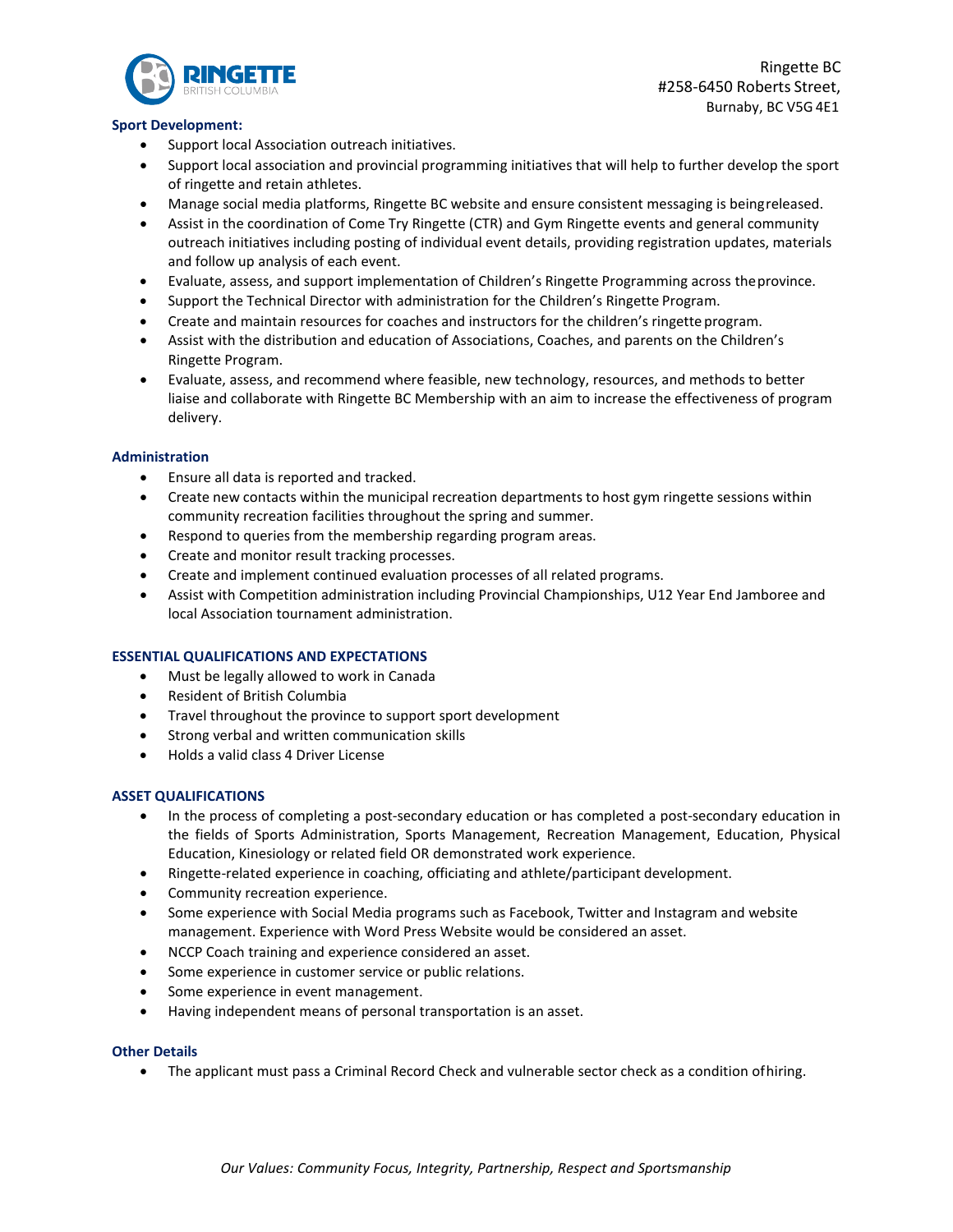### Sport Development:

- Support local Association outreach initiatives.
- Support local association and provincial programming initiatives that will help to further develop the sport of ringette and retain athletes.
- Manage social media platforms, Ringette BC website and ensure consistent messaging is being released.
- Assist in the coordination of Come Try Ringette (CTR) and Gym Ringette events and general community outreach initiatives including posting of individual event details, providing registration updates, materials and follow up analysis of each event.
- Evaluate, assess, and support implementation of Children's Ringette Programming across the province.
- Support the Technical Director with administration for the Children's Ringette Program.
- Create and maintain resources for coaches and instructors for the children's ringette program.
- Assist with the distribution and education of Associations, Coaches, and parents on the Children's Ringette Program.
- Evaluate, assess, and recommend where feasible, new technology, resources, and methods to better liaise and collaborate with Ringette BC Membership with an aim to increase the effectiveness of program delivery.

### Administration

- Ensure all data is reported and tracked.
- Create new contacts within the municipal recreation departments to host gym ringette sessions within community recreation facilities throughout the spring and summer.
- Respond to queries from the membership regarding program areas.
- Create and monitor result tracking processes.
- Create and implement continued evaluation processes of all related programs.
- Assist with Competition administration including Provincial Championships, U12 Year End Jamboree and local Association tournament administration.

### ESSENTIAL QUALIFICATIONS AND EXPECTATIONS

- Must be legally allowed to work in Canada
- Resident of British Columbia
- Travel throughout the province to support sport development
- Strong verbal and written communication skills
- Holds a valid class 4 Driver License

### ASSET QUALIFICATIONS

- In the process of completing a post-secondary education or has completed a post-secondary education in the fields of Sports Administration, Sports Management, Recreation Management, Education, Physical Education, Kinesiology or related field OR demonstrated work experience.
- Ringette-related experience in coaching, officiating and athlete/participant development.
- Community recreation experience.
- Some experience with Social Media programs such as Facebook, Twitter and Instagram and website management. Experience with Word Press Website would be considered an asset.
- NCCP Coach training and experience considered an asset.
- Some experience in customer service or public relations.
- Some experience in event management.
- Having independent means of personal transportation is an asset.

### Other Details

- The applicant must pass a Criminal Record Check and vulnerable sector check as a condition of hiring.

*Our Values: Community Focus, Integrity, Partnership, Respect and Sportsmanship*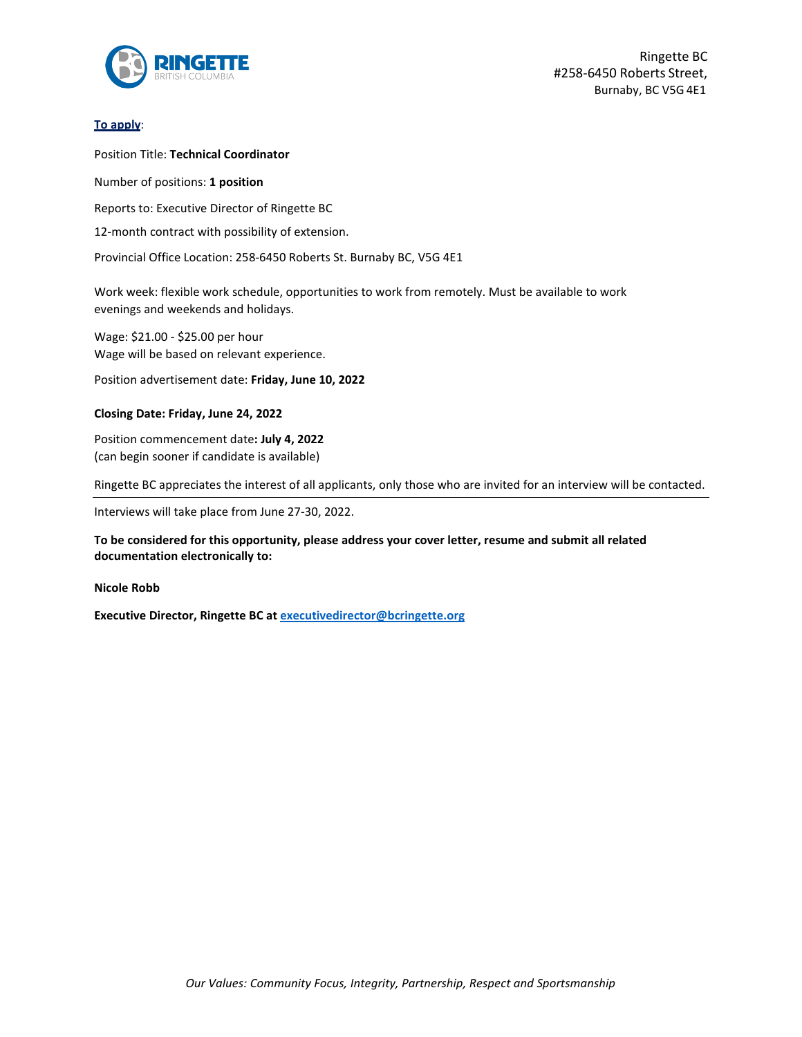Ringette BC
#258-6450 Roberts Street,
Burnaby, BC V5G 4E1

**To apply**:

Position Title: **Technical Coordinator**

Number of positions: **1 position**

Reports to: Executive Director of Ringette BC

12-month contract with possibility of extension.

Provincial Office Location: 258-6450 Roberts St. Burnaby BC, V5G 4E1

Work week: flexible work schedule, opportunities to work from remotely. Must be available to work evenings and weekends and holidays.

Wage: $21.00 - $25.00 per hour
Wage will be based on relevant experience.

Position advertisement date: **Friday, June 10, 2022**

**Closing Date: Friday, June 24, 2022**

Position commencement date**: July 4, 2022**
(can begin sooner if candidate is available)

Ringette BC appreciates the interest of all applicants, only those who are invited for an interview will be contacted.

---

Interviews will take place from June 27-30, 2022.

**To be considered for this opportunity, please address your cover letter, resume and submit all related documentation electronically to:**

**Nicole Robb**

**Executive Director, Ringette BC at executivedirector@bcringette.org**

*Our Values: Community Focus, Integrity, Partnership, Respect and Sportsmanship*